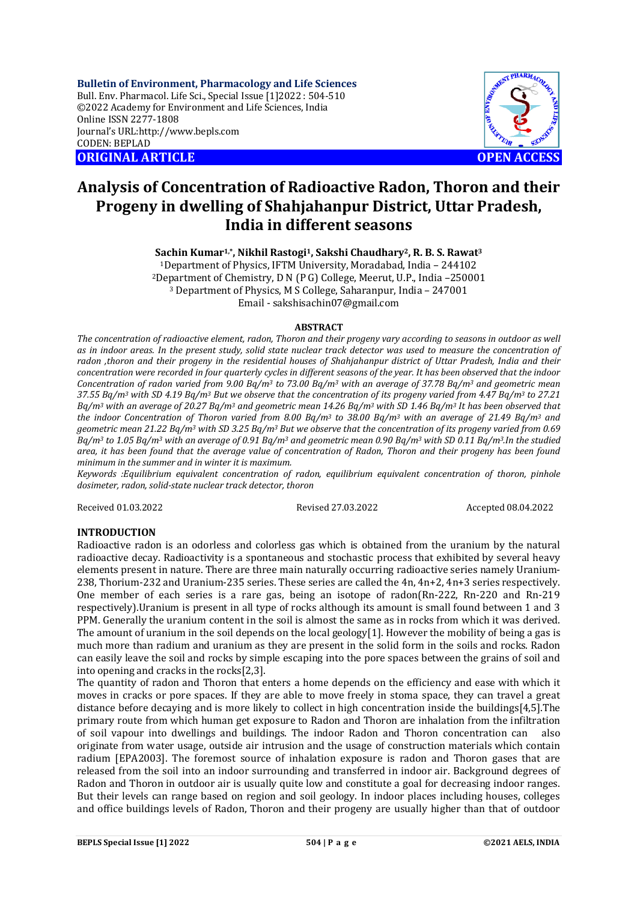**Bulletin of Environment, Pharmacology and Life Sciences**
Bull. Env. Pharmacol. Life Sci., Special Issue [1]2022 : 504-510
©2022 Academy for Environment and Life Sciences, India
Online ISSN 2277-1808
Journal's URL:http://www.bepls.com
CODEN: BEPLAD

**ORIGINAL ARTICLE** **OPEN ACCESS**

# Analysis of Concentration of Radioactive Radon, Thoron and their Progeny in dwelling of Shahjahanpur District, Uttar Pradesh, India in different seasons

**Sachin Kumar[1,*], Nikhil Rastogi[1], Sakshi Chaudhary[2], R. B. S. Rawat[3]**

[1]Department of Physics, IFTM University, Moradabad, India – 244102
[2]Department of Chemistry, D N (P G) College, Meerut, U.P., India –250001
[3] Department of Physics, M S College, Saharanpur, India – 247001
Email - sakshisachin07@gmail.com

**ABSTRACT**

*The concentration of radioactive element, radon, Thoron and their progeny vary according to seasons in outdoor as well as in indoor areas. In the present study, solid state nuclear track detector was used to measure the concentration of radon ,thoron and their progeny in the residential houses of Shahjahanpur district of Uttar Pradesh, India and their concentration were recorded in four quarterly cycles in different seasons of the year. It has been observed that the indoor Concentration of radon varied from 9.00 Bq/m$^3$ to 73.00 Bq/m$^3$ with an average of 37.78 Bq/m$^3$ and geometric mean 37.55 Bq/m$^3$ with SD 4.19 Bq/m$^3$ But we observe that the concentration of its progeny varied from 4.47 Bq/m$^3$ to 27.21 Bq/m$^3$ with an average of 20.27 Bq/m$^3$ and geometric mean 14.26 Bq/m$^3$ with SD 1.46 Bq/m$^3$ It has been observed that the indoor Concentration of Thoron varied from 8.00 Bq/m$^3$ to 38.00 Bq/m$^3$ with an average of 21.49 Bq/m$^3$ and geometric mean 21.22 Bq/m$^3$ with SD 3.25 Bq/m$^3$ But we observe that the concentration of its progeny varied from 0.69 Bq/m$^3$ to 1.05 Bq/m$^3$ with an average of 0.91 Bq/m$^3$ and geometric mean 0.90 Bq/m$^3$ with SD 0.11 Bq/m$^3$.In the studied area, it has been found that the average value of concentration of Radon, Thoron and their progeny has been found minimum in the summer and in winter it is maximum.*

*Keywords :Equilibrium equivalent concentration of radon, equilibrium equivalent concentration of thoron, pinhole dosimeter, radon, solid-state nuclear track detector, thoron*

Received 01.03.2022 | Revised 27.03.2022 | Accepted 08.04.2022

## INTRODUCTION

Radioactive radon is an odorless and colorless gas which is obtained from the uranium by the natural radioactive decay. Radioactivity is a spontaneous and stochastic process that exhibited by several heavy elements present in nature. There are three main naturally occurring radioactive series namely Uranium-238, Thorium-232 and Uranium-235 series. These series are called the 4n, 4n+2, 4n+3 series respectively. One member of each series is a rare gas, being an isotope of radon(Rn-222, Rn-220 and Rn-219 respectively).Uranium is present in all type of rocks although its amount is small found between 1 and 3 PPM. Generally the uranium content in the soil is almost the same as in rocks from which it was derived. The amount of uranium in the soil depends on the local geology[1]. However the mobility of being a gas is much more than radium and uranium as they are present in the solid form in the soils and rocks. Radon can easily leave the soil and rocks by simple escaping into the pore spaces between the grains of soil and into opening and cracks in the rocks[2,3].

The quantity of radon and Thoron that enters a home depends on the efficiency and ease with which it moves in cracks or pore spaces. If they are able to move freely in stoma space, they can travel a great distance before decaying and is more likely to collect in high concentration inside the buildings[4,5].The primary route from which human get exposure to Radon and Thoron are inhalation from the infiltration of soil vapour into dwellings and buildings. The indoor Radon and Thoron concentration can also originate from water usage, outside air intrusion and the usage of construction materials which contain radium [EPA2003]. The foremost source of inhalation exposure is radon and Thoron gases that are released from the soil into an indoor surrounding and transferred in indoor air. Background degrees of Radon and Thoron in outdoor air is usually quite low and constitute a goal for decreasing indoor ranges. But their levels can range based on region and soil geology. In indoor places including houses, colleges and office buildings levels of Radon, Thoron and their progeny are usually higher than that of outdoor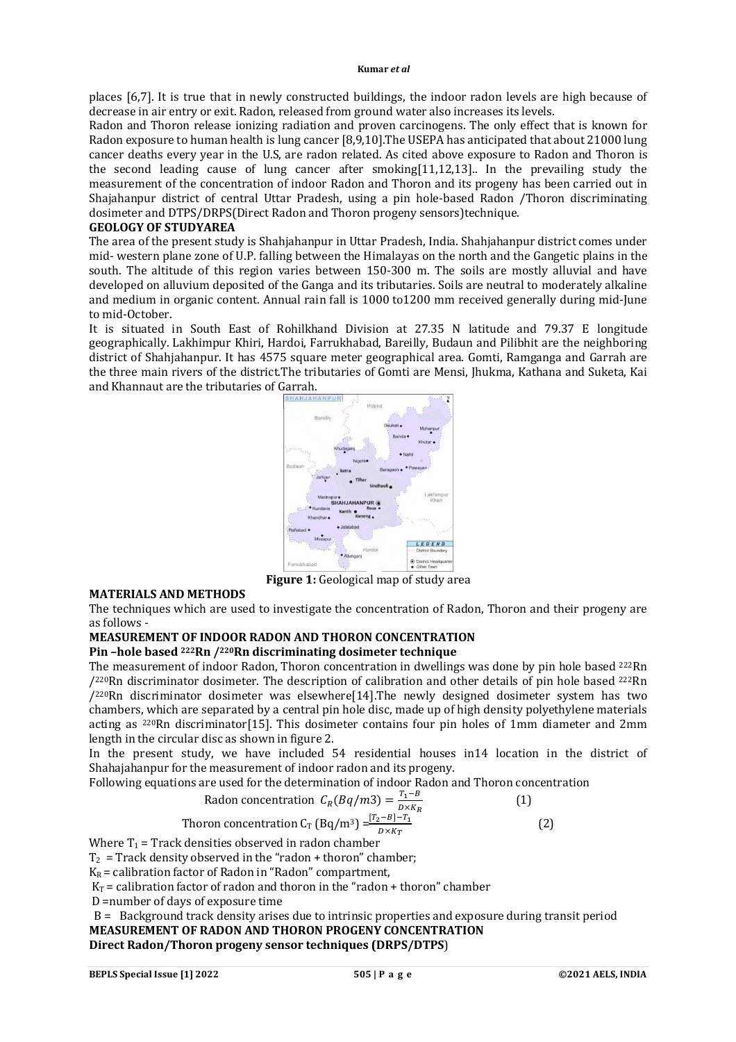places [6,7]. It is true that in newly constructed buildings, the indoor radon levels are high because of decrease in air entry or exit. Radon, released from ground water also increases its levels.

Radon and Thoron release ionizing radiation and proven carcinogens. The only effect that is known for Radon exposure to human health is lung cancer [8,9,10].The USEPA has anticipated that about 21000 lung cancer deaths every year in the U.S, are radon related. As cited above exposure to Radon and Thoron is the second leading cause of lung cancer after smoking[11,12,13].. In the prevailing study the measurement of the concentration of indoor Radon and Thoron and its progeny has been carried out in Shajahanpur district of central Uttar Pradesh, using a pin hole-based Radon /Thoron discriminating dosimeter and DTPS/DRPS(Direct Radon and Thoron progeny sensors)technique.

**GEOLOGY OF STUDYAREA**

The area of the present study is Shahjahanpur in Uttar Pradesh, India. Shahjahanpur district comes under mid- western plane zone of U.P. falling between the Himalayas on the north and the Gangetic plains in the south. The altitude of this region varies between 150-300 m. The soils are mostly alluvial and have developed on alluvium deposited of the Ganga and its tributaries. Soils are neutral to moderately alkaline and medium in organic content. Annual rain fall is 1000 to1200 mm received generally during mid-June to mid-October.

It is situated in South East of Rohilkhand Division at 27.35 N latitude and 79.37 E longitude geographically. Lakhimpur Khiri, Hardoi, Farrukhabad, Bareilly, Budaun and Pilibhit are the neighboring district of Shahjahanpur. It has 4575 square meter geographical area. Gomti, Ramganga and Garrah are the three main rivers of the district.The tributaries of Gomti are Mensi, Jhukma, Kathana and Suketa, Kai and Khannaut are the tributaries of Garrah.

**Figure 1:** Geological map of study area

**MATERIALS AND METHODS**

The techniques which are used to investigate the concentration of Radon, Thoron and their progeny are as follows -

**MEASUREMENT OF INDOOR RADON AND THORON CONCENTRATION**

**Pin –hole based $^{222}Rn$ /$^{220}Rn$ discriminating dosimeter technique**

The measurement of indoor Radon, Thoron concentration in dwellings was done by pin hole based $^{222}Rn$ /$^{220}Rn$ discriminator dosimeter. The description of calibration and other details of pin hole based $^{222}Rn$ /$^{220}Rn$ discriminator dosimeter was elsewhere[14].The newly designed dosimeter system has two chambers, which are separated by a central pin hole disc, made up of high density polyethylene materials acting as $^{220}Rn$ discriminator[15]. This dosimeter contains four pin holes of 1mm diameter and 2mm length in the circular disc as shown in figure 2.

In the present study, we have included 54 residential houses in14 location in the district of Shahajahanpur for the measurement of indoor radon and its progeny.

Following equations are used for the determination of indoor Radon and Thoron concentration

$$\text{Radon concentration } C_R(Bq/m3) = \frac{T_1 - B}{D \times K_R} \qquad (1)$$

$$\text{Thoron concentration } C_T \text{ (Bq/m}^3) = \frac{[T_2 - B] - T_1}{D \times K_T} \qquad (2)$$

Where $T_1$ = Track densities observed in radon chamber

$T_2$ = Track density observed in the "radon + thoron" chamber;

$K_R$ = calibration factor of Radon in "Radon" compartment,

$K_T$ = calibration factor of radon and thoron in the "radon + thoron" chamber

D =number of days of exposure time

B = Background track density arises due to intrinsic properties and exposure during transit period

**MEASUREMENT OF RADON AND THORON PROGENY CONCENTRATION**

**Direct Radon/Thoron progeny sensor techniques (DRPS/DTPS)**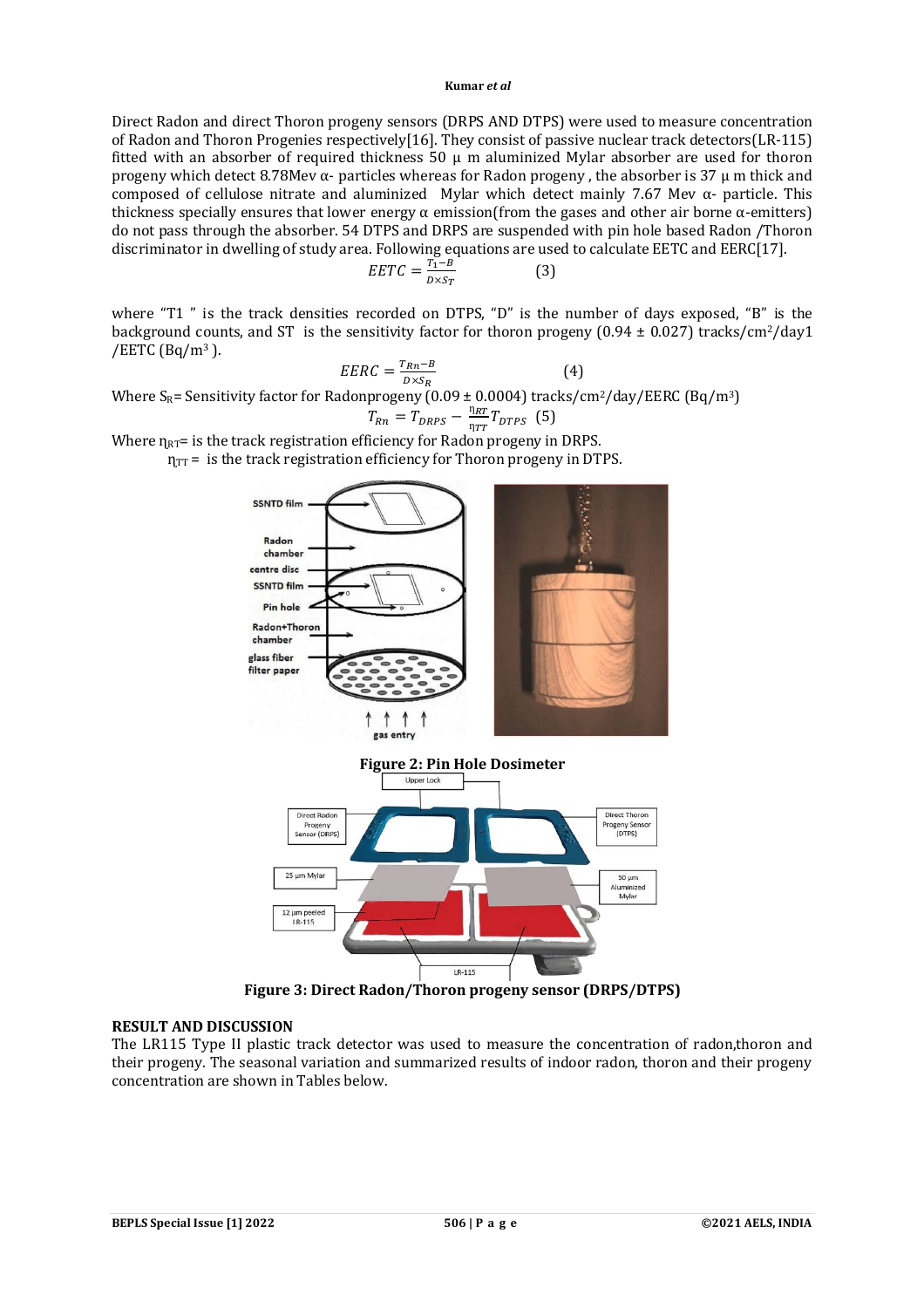Direct Radon and direct Thoron progeny sensors (DRPS AND DTPS) were used to measure concentration of Radon and Thoron Progenies respectively[16]. They consist of passive nuclear track detectors(LR-115) fitted with an absorber of required thickness 50 μ m aluminized Mylar absorber are used for thoron progeny which detect 8.78Mev α- particles whereas for Radon progeny , the absorber is 37 μ m thick and composed of cellulose nitrate and aluminized Mylar which detect mainly 7.67 Mev α- particle. This thickness specially ensures that lower energy α emission(from the gases and other air borne α-emitters) do not pass through the absorber. 54 DTPS and DRPS are suspended with pin hole based Radon /Thoron discriminator in dwelling of study area. Following equations are used to calculate EETC and EERC[17].

$$EETC = \frac{T_1 - B}{D \times S_T} \qquad (3)$$

where "T1 " is the track densities recorded on DTPS, "D" is the number of days exposed, "B" is the background counts, and ST is the sensitivity factor for thoron progeny (0.94 ± 0.027) tracks/cm$^2$/day1 /EETC (Bq/m$^3$ ).

$$EERC = \frac{T_{Rn} - B}{D \times S_R} \qquad (4)$$

Where $S_R$= Sensitivity factor for Radonprogeny (0.09 ± 0.0004) tracks/cm$^2$/day/EERC (Bq/m$^3$)

$$T_{Rn} = T_{DRPS} - \frac{\eta_{RT}}{\eta_{TT}} T_{DTPS} \quad (5)$$

Where $\eta_{RT}$= is the track registration efficiency for Radon progeny in DRPS.

$\eta_{TT}$ = is the track registration efficiency for Thoron progeny in DTPS.

**Figure 2: Pin Hole Dosimeter**

**Figure 3: Direct Radon/Thoron progeny sensor (DRPS/DTPS)**

## RESULT AND DISCUSSION

The LR115 Type II plastic track detector was used to measure the concentration of radon,thoron and their progeny. The seasonal variation and summarized results of indoor radon, thoron and their progeny concentration are shown in Tables below.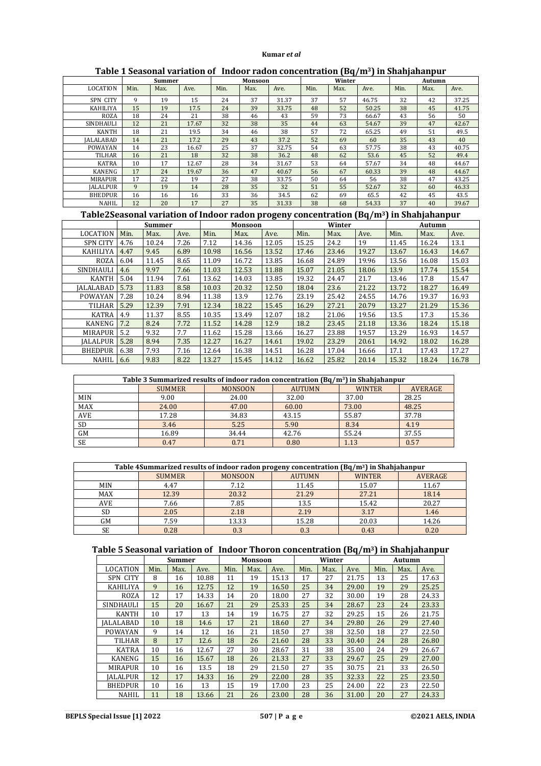**Table 1 Seasonal variation of Indoor radon concentration ($Bq/m^3$) in Shahjahanpur**

| LOCATION | Summer | | | Monsoon | | | Winter | | | Autumn | | |
|---|---|---|---|---|---|---|---|---|---|---|---|---|
| | Min. | Max. | Ave. | Min. | Max. | Ave. | Min. | Max. | Ave. | Min. | Max. | Ave. |
| SPN CITY | 9 | 19 | 15 | 24 | 37 | 31.37 | 37 | 57 | 46.75 | 32 | 42 | 37.25 |
| KAHILIYA | 15 | 19 | 17.5 | 24 | 39 | 33.75 | 48 | 52 | 50.25 | 38 | 45 | 41.75 |
| ROZA | 18 | 24 | 21 | 38 | 46 | 43 | 59 | 73 | 66.67 | 43 | 56 | 50 |
| SINDHAULI | 12 | 21 | 17.67 | 32 | 38 | 35 | 44 | 63 | 54.67 | 39 | 47 | 42.67 |
| KANTH | 18 | 21 | 19.5 | 34 | 46 | 38 | 57 | 72 | 65.25 | 49 | 51 | 49.5 |
| JALALABAD | 14 | 21 | 17.2 | 29 | 43 | 37.2 | 52 | 69 | 60 | 35 | 43 | 40 |
| POWAYAN | 14 | 23 | 16.67 | 25 | 37 | 32.75 | 54 | 63 | 57.75 | 38 | 43 | 40.75 |
| TILHAR | 16 | 21 | 18 | 32 | 38 | 36.2 | 48 | 62 | 53.6 | 45 | 52 | 49.4 |
| KATRA | 10 | 17 | 12.67 | 28 | 34 | 31.67 | 53 | 64 | 57.67 | 34 | 48 | 44.67 |
| KANENG | 17 | 24 | 19.67 | 36 | 47 | 40.67 | 56 | 67 | 60.33 | 39 | 48 | 44.67 |
| MIRAPUR | 17 | 22 | 19 | 27 | 38 | 33.75 | 50 | 64 | 56 | 38 | 47 | 43.25 |
| JALALPUR | 9 | 19 | 14 | 28 | 35 | 32 | 51 | 55 | 52.67 | 32 | 60 | 46.33 |
| BHEDPUR | 16 | 16 | 16 | 33 | 36 | 34.5 | 62 | 69 | 65.5 | 42 | 45 | 43.5 |
| NAHIL | 12 | 20 | 17 | 27 | 35 | 31.33 | 38 | 68 | 54.33 | 37 | 40 | 39.67 |

**Table2Seasonal variation of Indoor radon progeny concentration ($Bq/m^3$) in Shahjahanpur**

| LOCATION | Summer | | | Monsoon | | | Winter | | | Autumn | | |
|---|---|---|---|---|---|---|---|---|---|---|---|---|
| | Min. | Max. | Ave. | Min. | Max. | Ave. | Min. | Max. | Ave. | Min. | Max. | Ave. |
| SPN CITY | 4.76 | 10.24 | 7.26 | 7.12 | 14.36 | 12.05 | 15.25 | 24.2 | 19 | 11.45 | 16.24 | 13.1 |
| KAHILIYA | 4.47 | 9.45 | 6.89 | 10.98 | 16.56 | 13.52 | 17.46 | 23.46 | 19.27 | 13.67 | 16.43 | 14.67 |
| ROZA | 6.04 | 11.45 | 8.65 | 11.09 | 16.72 | 13.85 | 16.68 | 24.89 | 19.96 | 13.56 | 16.08 | 15.03 |
| SINDHAULI | 4.6 | 9.97 | 7.66 | 11.03 | 12.53 | 11.88 | 15.07 | 21.05 | 18.06 | 13.9 | 17.74 | 15.54 |
| KANTH | 5.04 | 11.94 | 7.61 | 13.62 | 14.03 | 13.85 | 19.32 | 24.47 | 21.7 | 13.46 | 17.8 | 15.47 |
| JALALABAD | 5.73 | 11.83 | 8.58 | 10.03 | 20.32 | 12.50 | 18.04 | 23.6 | 21.22 | 13.72 | 18.27 | 16.49 |
| POWAYAN | 7.28 | 10.24 | 8.94 | 11.38 | 13.9 | 12.76 | 23.19 | 25.42 | 24.55 | 14.76 | 19.37 | 16.93 |
| TILHAR | 5.29 | 12.39 | 7.91 | 12.34 | 18.22 | 15.45 | 16.29 | 27.21 | 20.79 | 13.27 | 21.29 | 15.36 |
| KATRA | 4.9 | 11.37 | 8.55 | 10.35 | 13.49 | 12.07 | 18.2 | 21.06 | 19.56 | 13.5 | 17.3 | 15.36 |
| KANENG | 7.2 | 8.24 | 7.72 | 11.52 | 14.28 | 12.9 | 18.2 | 23.45 | 21.18 | 13.36 | 18.24 | 15.18 |
| MIRAPUR | 5.2 | 9.32 | 7.7 | 11.62 | 15.28 | 13.66 | 16.27 | 23.88 | 19.57 | 13.29 | 16.93 | 14.57 |
| JALALPUR | 5.28 | 8.94 | 7.35 | 12.27 | 16.27 | 14.61 | 19.02 | 23.29 | 20.61 | 14.92 | 18.02 | 16.28 |
| BHEDPUR | 6.38 | 7.93 | 7.16 | 12.64 | 16.38 | 14.51 | 16.28 | 17.04 | 16.66 | 17.1 | 17.43 | 17.27 |
| NAHIL | 6.6 | 9.83 | 8.22 | 13.27 | 15.45 | 14.12 | 16.62 | 25.82 | 20.14 | 15.32 | 18.24 | 16.78 |

**Table 3 Summarized results of indoor radon concentration ($Bq/m^3$) in Shahjahanpur**

| | SUMMER | MONSOON | AUTUMN | WINTER | AVERAGE |
|---|---|---|---|---|---|
| MIN | 9.00 | 24.00 | 32.00 | 37.00 | 28.25 |
| MAX | 24.00 | 47.00 | 60.00 | 73.00 | 48.25 |
| AVE | 17.28 | 34.83 | 43.15 | 55.87 | 37.78 |
| SD | 3.46 | 5.25 | 5.90 | 8.34 | 4.19 |
| GM | 16.89 | 34.44 | 42.76 | 55.24 | 37.55 |
| SE | 0.47 | 0.71 | 0.80 | 1.13 | 0.57 |

**Table 4Summarized results of indoor radon progeny concentration ($Bq/m^3$) in Shahjahanpur**

| | SUMMER | MONSOON | AUTUMN | WINTER | AVERAGE |
|---|---|---|---|---|---|
| MIN | 4.47 | 7.12 | 11.45 | 15.07 | 11.67 |
| MAX | 12.39 | 20.32 | 21.29 | 27.21 | 18.14 |
| AVE | 7.66 | 7.85 | 13.5 | 15.42 | 20.27 |
| SD | 2.05 | 2.18 | 2.19 | 3.17 | 1.46 |
| GM | 7.59 | 13.33 | 15.28 | 20.03 | 14.26 |
| SE | 0.28 | 0.3 | 0.3 | 0.43 | 0.20 |

**Table 5 Seasonal variation of Indoor Thoron concentration ($Bq/m^3$) in Shahjahanpur**

| LOCATION | Summer | | | Monsoon | | | Winter | | | Autumn | | |
|---|---|---|---|---|---|---|---|---|---|---|---|---|
| | Min. | Max. | Ave. | Min. | Max. | Ave. | Min. | Max. | Ave. | Min. | Max. | Ave. |
| SPN CITY | 8 | 16 | 10.88 | 11 | 19 | 15.13 | 17 | 27 | 21.75 | 13 | 25 | 17.63 |
| KAHILIYA | 9 | 16 | 12.75 | 12 | 19 | 16.50 | 25 | 34 | 29.00 | 19 | 29 | 25.25 |
| ROZA | 12 | 17 | 14.33 | 14 | 20 | 18.00 | 27 | 32 | 30.00 | 19 | 28 | 24.33 |
| SINDHAULI | 15 | 20 | 16.67 | 21 | 29 | 25.33 | 25 | 34 | 28.67 | 23 | 24 | 23.33 |
| KANTH | 10 | 17 | 13 | 14 | 19 | 16.75 | 27 | 32 | 29.25 | 15 | 26 | 21.75 |
| JALALABAD | 10 | 18 | 14.6 | 17 | 21 | 18.60 | 27 | 34 | 29.80 | 26 | 29 | 27.40 |
| POWAYAN | 9 | 14 | 12 | 16 | 21 | 18.50 | 27 | 38 | 32.50 | 18 | 27 | 22.50 |
| TILHAR | 8 | 17 | 12.6 | 18 | 26 | 21.60 | 28 | 33 | 30.40 | 24 | 28 | 26.80 |
| KATRA | 10 | 16 | 12.67 | 27 | 30 | 28.67 | 31 | 38 | 35.00 | 24 | 29 | 26.67 |
| KANENG | 15 | 16 | 15.67 | 18 | 26 | 21.33 | 27 | 33 | 29.67 | 25 | 29 | 27.00 |
| MIRAPUR | 10 | 16 | 13.5 | 18 | 29 | 21.50 | 27 | 35 | 30.75 | 21 | 33 | 26.50 |
| JALALPUR | 12 | 17 | 14.33 | 16 | 29 | 22.00 | 28 | 35 | 32.33 | 22 | 25 | 23.50 |
| BHEDPUR | 10 | 16 | 13 | 15 | 19 | 17.00 | 23 | 25 | 24.00 | 22 | 23 | 22.50 |
| NAHIL | 11 | 18 | 13.66 | 21 | 26 | 23.00 | 28 | 36 | 31.00 | 20 | 27 | 24.33 |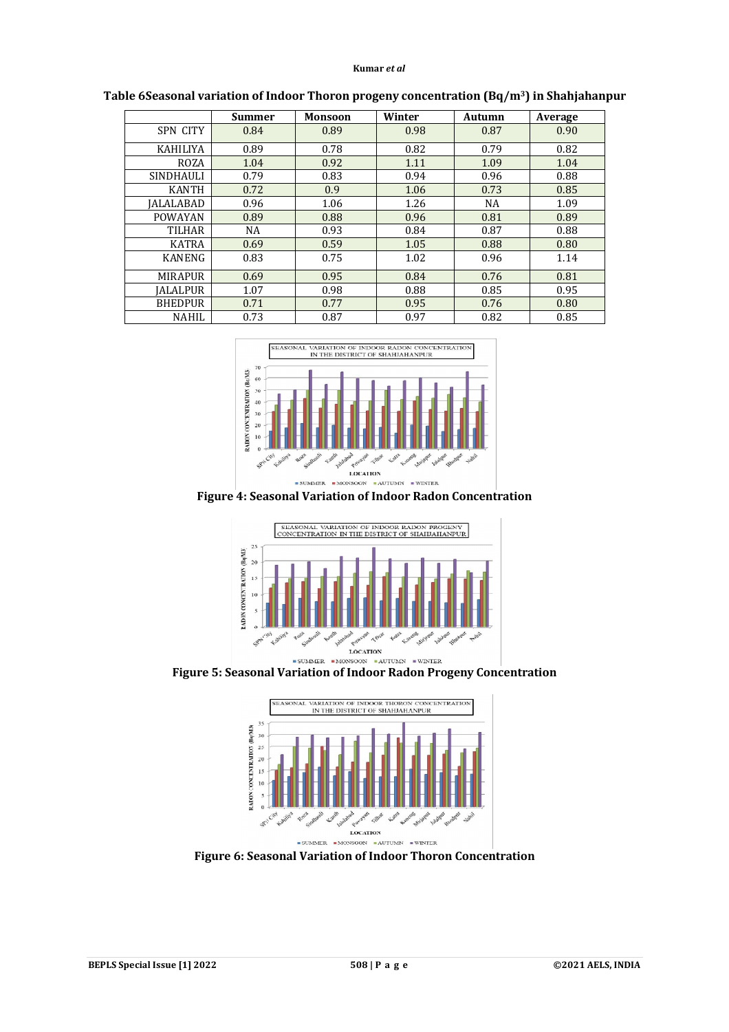**Table 6Seasonal variation of Indoor Thoron progeny concentration (Bq/m$^3$) in Shahjahanpur**

| | Summer | Monsoon | Winter | Autumn | Average |
|---|---|---|---|---|---|
| SPN CITY | 0.84 | 0.89 | 0.98 | 0.87 | 0.90 |
| KAHILIYA | 0.89 | 0.78 | 0.82 | 0.79 | 0.82 |
| ROZA | 1.04 | 0.92 | 1.11 | 1.09 | 1.04 |
| SINDHAULI | 0.79 | 0.83 | 0.94 | 0.96 | 0.88 |
| KANTH | 0.72 | 0.9 | 1.06 | 0.73 | 0.85 |
| JALALABAD | 0.96 | 1.06 | 1.26 | NA | 1.09 |
| POWAYAN | 0.89 | 0.88 | 0.96 | 0.81 | 0.89 |
| TILHAR | NA | 0.93 | 0.84 | 0.87 | 0.88 |
| KATRA | 0.69 | 0.59 | 1.05 | 0.88 | 0.80 |
| KANENG | 0.83 | 0.75 | 1.02 | 0.96 | 1.14 |
| MIRAPUR | 0.69 | 0.95 | 0.84 | 0.76 | 0.81 |
| JALALPUR | 1.07 | 0.98 | 0.88 | 0.85 | 0.95 |
| BHEDPUR | 0.71 | 0.77 | 0.95 | 0.76 | 0.80 |
| NAHIL | 0.73 | 0.87 | 0.97 | 0.82 | 0.85 |

**Figure 4: Seasonal Variation of Indoor Radon Concentration**

**Figure 5: Seasonal Variation of Indoor Radon Progeny Concentration**

**Figure 6: Seasonal Variation of Indoor Thoron Concentration**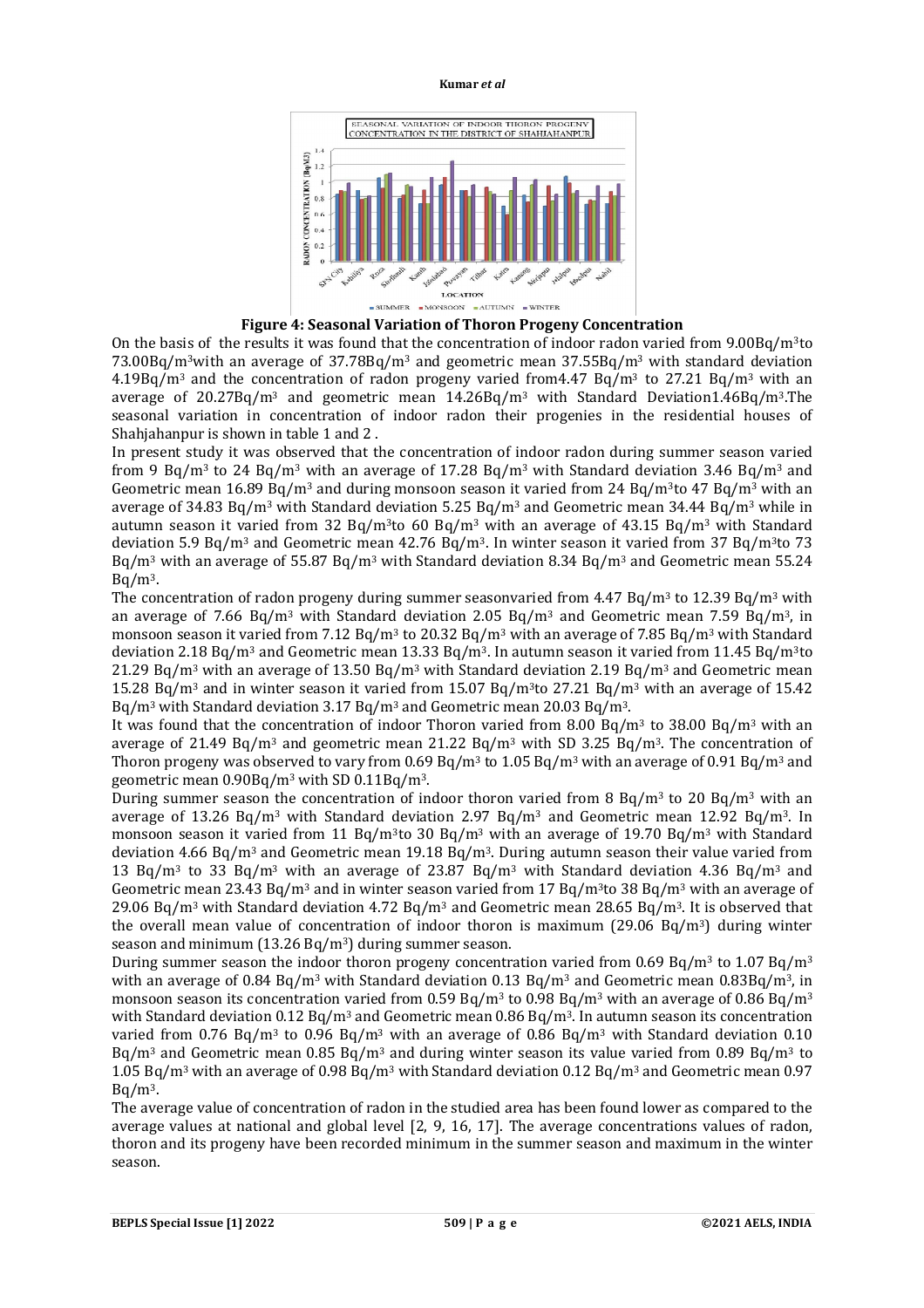**Figure 4: Seasonal Variation of Thoron Progeny Concentration**

On the basis of the results it was found that the concentration of indoor radon varied from 9.00Bq/m$^3$to 73.00Bq/m$^3$with an average of 37.78Bq/m$^3$ and geometric mean 37.55Bq/m$^3$ with standard deviation 4.19Bq/m$^3$ and the concentration of radon progeny varied from4.47 Bq/m$^3$ to 27.21 Bq/m$^3$ with an average of 20.27Bq/m$^3$ and geometric mean 14.26Bq/m$^3$ with Standard Deviation1.46Bq/m$^3$.The seasonal variation in concentration of indoor radon their progenies in the residential houses of Shahjahanpur is shown in table 1 and 2 .

In present study it was observed that the concentration of indoor radon during summer season varied from 9 Bq/m$^3$ to 24 Bq/m$^3$ with an average of 17.28 Bq/m$^3$ with Standard deviation 3.46 Bq/m$^3$ and Geometric mean 16.89 Bq/m$^3$ and during monsoon season it varied from 24 Bq/m$^3$to 47 Bq/m$^3$ with an average of 34.83 Bq/m$^3$ with Standard deviation 5.25 Bq/m$^3$ and Geometric mean 34.44 Bq/m$^3$ while in autumn season it varied from 32 Bq/m$^3$to 60 Bq/m$^3$ with an average of 43.15 Bq/m$^3$ with Standard deviation 5.9 Bq/m$^3$ and Geometric mean 42.76 Bq/m$^3$. In winter season it varied from 37 Bq/m$^3$to 73 Bq/m$^3$ with an average of 55.87 Bq/m$^3$ with Standard deviation 8.34 Bq/m$^3$ and Geometric mean 55.24 Bq/m$^3$.

The concentration of radon progeny during summer seasonvaried from 4.47 Bq/m$^3$ to 12.39 Bq/m$^3$ with an average of 7.66 Bq/m$^3$ with Standard deviation 2.05 Bq/m$^3$ and Geometric mean 7.59 Bq/m$^3$, in monsoon season it varied from 7.12 Bq/m$^3$ to 20.32 Bq/m$^3$ with an average of 7.85 Bq/m$^3$ with Standard deviation 2.18 Bq/m$^3$ and Geometric mean 13.33 Bq/m$^3$. In autumn season it varied from 11.45 Bq/m$^3$to 21.29 Bq/m$^3$ with an average of 13.50 Bq/m$^3$ with Standard deviation 2.19 Bq/m$^3$ and Geometric mean 15.28 Bq/m$^3$ and in winter season it varied from 15.07 Bq/m$^3$to 27.21 Bq/m$^3$ with an average of 15.42 Bq/m$^3$ with Standard deviation 3.17 Bq/m$^3$ and Geometric mean 20.03 Bq/m$^3$.

It was found that the concentration of indoor Thoron varied from 8.00 Bq/m$^3$ to 38.00 Bq/m$^3$ with an average of 21.49 Bq/m$^3$ and geometric mean 21.22 Bq/m$^3$ with SD 3.25 Bq/m$^3$. The concentration of Thoron progeny was observed to vary from 0.69 Bq/m$^3$ to 1.05 Bq/m$^3$ with an average of 0.91 Bq/m$^3$ and geometric mean 0.90Bq/m$^3$ with SD 0.11Bq/m$^3$.

During summer season the concentration of indoor thoron varied from 8 Bq/m$^3$ to 20 Bq/m$^3$ with an average of 13.26 Bq/m$^3$ with Standard deviation 2.97 Bq/m$^3$ and Geometric mean 12.92 Bq/m$^3$. In monsoon season it varied from 11 Bq/m$^3$to 30 Bq/m$^3$ with an average of 19.70 Bq/m$^3$ with Standard deviation 4.66 Bq/m$^3$ and Geometric mean 19.18 Bq/m$^3$. During autumn season their value varied from 13 Bq/m$^3$ to 33 Bq/m$^3$ with an average of 23.87 Bq/m$^3$ with Standard deviation 4.36 Bq/m$^3$ and Geometric mean 23.43 Bq/m$^3$ and in winter season varied from 17 Bq/m$^3$to 38 Bq/m$^3$ with an average of 29.06 Bq/m$^3$ with Standard deviation 4.72 Bq/m$^3$ and Geometric mean 28.65 Bq/m$^3$. It is observed that the overall mean value of concentration of indoor thoron is maximum (29.06 Bq/m$^3$) during winter season and minimum (13.26 Bq/m$^3$) during summer season.

During summer season the indoor thoron progeny concentration varied from 0.69 Bq/m$^3$ to 1.07 Bq/m$^3$ with an average of 0.84 Bq/m$^3$ with Standard deviation 0.13 Bq/m$^3$ and Geometric mean 0.83Bq/m$^3$, in monsoon season its concentration varied from 0.59 Bq/m$^3$ to 0.98 Bq/m$^3$ with an average of 0.86 Bq/m$^3$ with Standard deviation 0.12 Bq/m$^3$ and Geometric mean 0.86 Bq/m$^3$. In autumn season its concentration varied from 0.76 Bq/m$^3$ to 0.96 Bq/m$^3$ with an average of 0.86 Bq/m$^3$ with Standard deviation 0.10 Bq/m$^3$ and Geometric mean 0.85 Bq/m$^3$ and during winter season its value varied from 0.89 Bq/m$^3$ to 1.05 Bq/m$^3$ with an average of 0.98 Bq/m$^3$ with Standard deviation 0.12 Bq/m$^3$ and Geometric mean 0.97 Bq/m$^3$.

The average value of concentration of radon in the studied area has been found lower as compared to the average values at national and global level [2, 9, 16, 17]. The average concentrations values of radon, thoron and its progeny have been recorded minimum in the summer season and maximum in the winter season.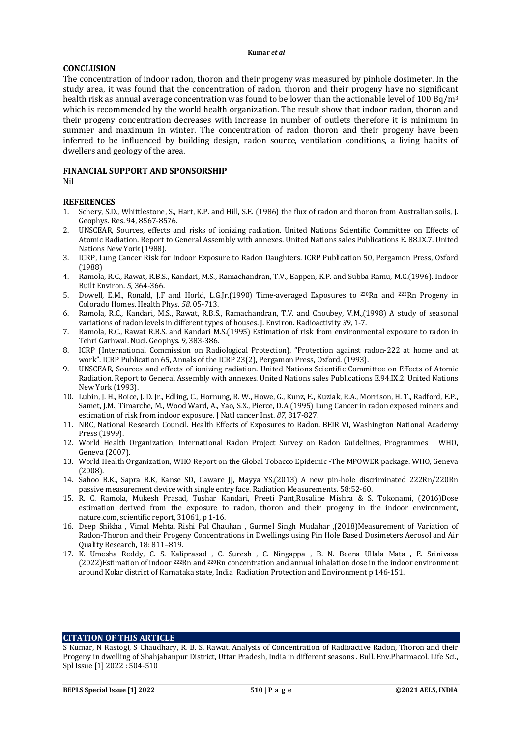## CONCLUSION

The concentration of indoor radon, thoron and their progeny was measured by pinhole dosimeter. In the study area, it was found that the concentration of radon, thoron and their progeny have no significant health risk as annual average concentration was found to be lower than the actionable level of 100 Bq/$m^3$ which is recommended by the world health organization. The result show that indoor radon, thoron and their progeny concentration decreases with increase in number of outlets therefore it is minimum in summer and maximum in winter. The concentration of radon thoron and their progeny have been inferred to be influenced by building design, radon source, ventilation conditions, a living habits of dwellers and geology of the area.

## FINANCIAL SUPPORT AND SPONSORSHIP

Nil

## REFERENCES

1. Schery, S.D., Whittlestone, S., Hart, K.P. and Hill, S.E. (1986) the flux of radon and thoron from Australian soils, J. Geophys. Res. 94, 8567-8576.
2. UNSCEAR, Sources, effects and risks of ionizing radiation. United Nations Scientific Committee on Effects of Atomic Radiation. Report to General Assembly with annexes. United Nations sales Publications E. 88.IX.7. United Nations New York (1988).
3. ICRP, Lung Cancer Risk for Indoor Exposure to Radon Daughters. ICRP Publication 50, Pergamon Press, Oxford (1988)
4. Ramola, R.C., Rawat, R.B.S., Kandari, M.S., Ramachandran, T.V., Eappen, K.P. and Subba Ramu, M.C.(1996). Indoor Built Environ. *5,* 364-366.
5. Dowell, E.M., Ronald, J.F and Horld, L.G.Jr.(1990) Time-averaged Exposures to $^{220}$Rn and $^{222}$Rn Progeny in Colorado Homes. Health Phys. *58,* 05-713.
6. Ramola, R.C., Kandari, M.S., Rawat, R.B.S., Ramachandran, T.V. and Choubey, V.M.,(1998) A study of seasonal variations of radon levels in different types of houses. J. Environ. Radioactivity *39,* 1-7.
7. Ramola, R.C., Rawat R.B.S. and Kandari M.S.(1995) Estimation of risk from environmental exposure to radon in Tehri Garhwal. Nucl. Geophys. *9,* 383-386.
8. ICRP (International Commission on Radiological Protection). "Protection against radon-222 at home and at work". ICRP Publication 65, Annals of the ICRP 23(2), Pergamon Press, Oxford. (1993).
9. UNSCEAR, Sources and effects of ionizing radiation. United Nations Scientific Committee on Effects of Atomic Radiation. Report to General Assembly with annexes. United Nations sales Publications E.94.IX.2. United Nations New York (1993).
10. Lubin, J. H., Boice, J. D. Jr., Edling, C., Hornung, R. W., Howe, G., Kunz, E., Kuziak, R.A., Morrison, H. T., Radford, E.P., Samet, J.M., Timarche, M., Wood Ward, A., Yao, S.X., Pierce, D.A.(1995) Lung Cancer in radon exposed miners and estimation of risk from indoor exposure. J Natl cancer Inst. *87,* 817-827.
11. NRC, National Research Council. Health Effects of Exposures to Radon. BEIR VI, Washington National Academy Press (1999).
12. World Health Organization, International Radon Project Survey on Radon Guidelines, Programmes WHO, Geneva (2007).
13. World Health Organization, WHO Report on the Global Tobacco Epidemic -The MPOWER package. WHO, Geneva (2008).
14. Sahoo B.K., Sapra B.K, Kanse SD, Gaware JJ, Mayya YS,(2013) A new pin-hole discriminated 222Rn/220Rn passive measurement device with single entry face. Radiation Measurements, 58:52-60.
15. R. C. Ramola, Mukesh Prasad, Tushar Kandari, Preeti Pant,Rosaline Mishra & S. Tokonami, (2016)Dose estimation derived from the exposure to radon, thoron and their progeny in the indoor environment, nature.com, scientific report, 31061, p 1-16.
16. Deep Shikha , Vimal Mehta, Rishi Pal Chauhan , Gurmel Singh Mudahar ,(2018)Measurement of Variation of Radon-Thoron and their Progeny Concentrations in Dwellings using Pin Hole Based Dosimeters Aerosol and Air Quality Research, 18: 811–819.
17. K. Umesha Reddy, C. S. Kaliprasad , C. Suresh , C. Ningappa , B. N. Beena Ullala Mata , E. Srinivasa (2022)Estimation of indoor $^{222}$Rn and $^{220}$Rn concentration and annual inhalation dose in the indoor environment around Kolar district of Karnataka state, India Radiation Protection and Environment p 146-151.

## CITATION OF THIS ARTICLE

S Kumar, N Rastogi, S Chaudhary, R. B. S. Rawat. Analysis of Concentration of Radioactive Radon, Thoron and their Progeny in dwelling of Shahjahanpur District, Uttar Pradesh, India in different seasons . Bull. Env.Pharmacol. Life Sci., Spl Issue [1] 2022 : 504-510